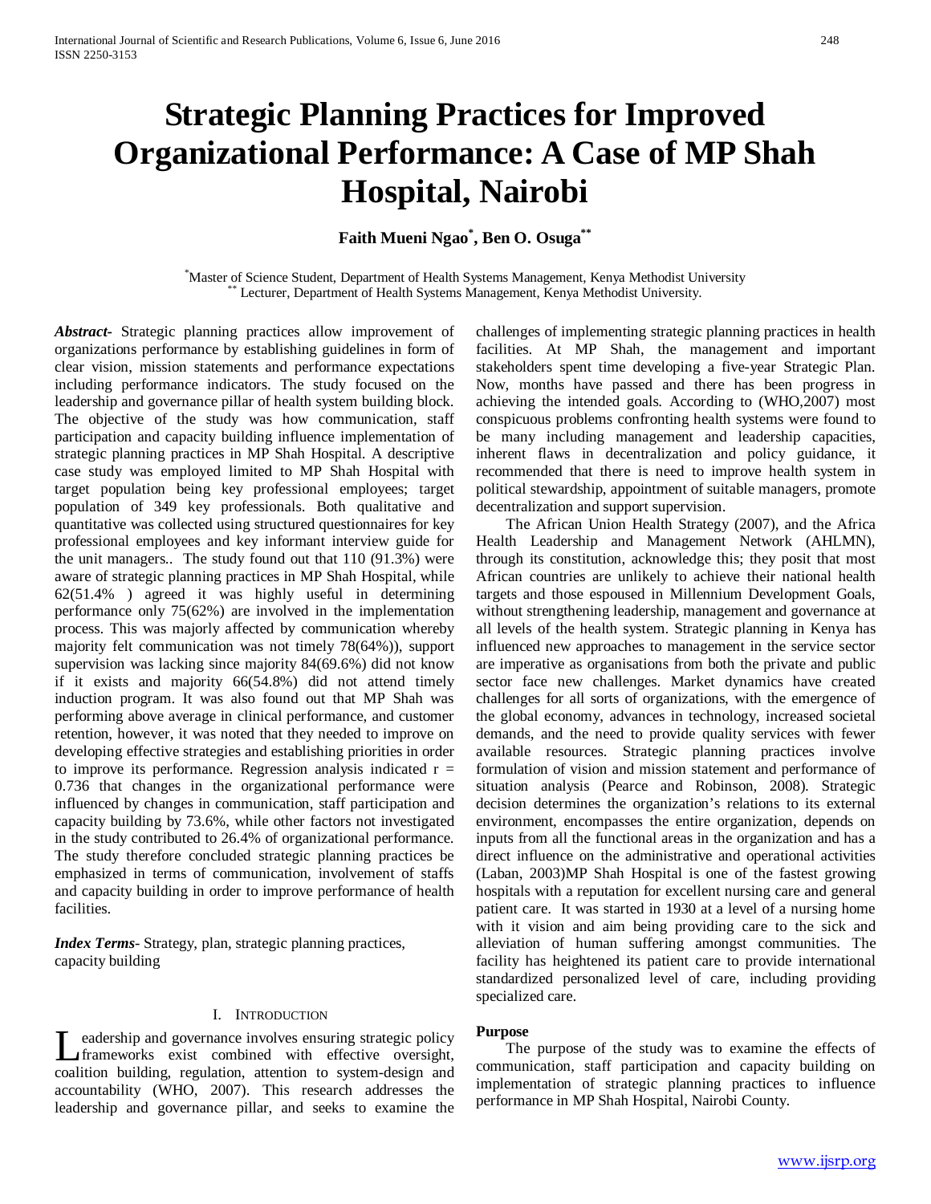# Strategic Planning Practices for Improved Organizational Performance: A Case of MP Shah Hospital, Nairobi

**Faith Mueni Ngao[*], Ben O. Osuga[**]**

[*]Master of Science Student, Department of Health Systems Management, Kenya Methodist University
[**] Lecturer, Department of Health Systems Management, Kenya Methodist University.

***Abstract***- Strategic planning practices allow improvement of organizations performance by establishing guidelines in form of clear vision, mission statements and performance expectations including performance indicators. The study focused on the leadership and governance pillar of health system building block. The objective of the study was how communication, staff participation and capacity building influence implementation of strategic planning practices in MP Shah Hospital. A descriptive case study was employed limited to MP Shah Hospital with target population being key professional employees; target population of 349 key professionals. Both qualitative and quantitative was collected using structured questionnaires for key professional employees and key informant interview guide for the unit managers.. The study found out that 110 (91.3%) were aware of strategic planning practices in MP Shah Hospital, while 62(51.4% ) agreed it was highly useful in determining performance only 75(62%) are involved in the implementation process. This was majorly affected by communication whereby majority felt communication was not timely 78(64%)), support supervision was lacking since majority 84(69.6%) did not know if it exists and majority 66(54.8%) did not attend timely induction program. It was also found out that MP Shah was performing above average in clinical performance, and customer retention, however, it was noted that they needed to improve on developing effective strategies and establishing priorities in order to improve its performance. Regression analysis indicated $r = 0.736$ that changes in the organizational performance were influenced by changes in communication, staff participation and capacity building by 73.6%, while other factors not investigated in the study contributed to 26.4% of organizational performance. The study therefore concluded strategic planning practices be emphasized in terms of communication, involvement of staffs and capacity building in order to improve performance of health facilities.

***Index Terms***- Strategy, plan, strategic planning practices, capacity building

## I. Introduction

Leadership and governance involves ensuring strategic policy frameworks exist combined with effective oversight, coalition building, regulation, attention to system-design and accountability (WHO, 2007). This research addresses the leadership and governance pillar, and seeks to examine the challenges of implementing strategic planning practices in health facilities. At MP Shah, the management and important stakeholders spent time developing a five-year Strategic Plan. Now, months have passed and there has been progress in achieving the intended goals. According to (WHO,2007) most conspicuous problems confronting health systems were found to be many including management and leadership capacities, inherent flaws in decentralization and policy guidance, it recommended that there is need to improve health system in political stewardship, appointment of suitable managers, promote decentralization and support supervision.

The African Union Health Strategy (2007), and the Africa Health Leadership and Management Network (AHLMN), through its constitution, acknowledge this; they posit that most African countries are unlikely to achieve their national health targets and those espoused in Millennium Development Goals, without strengthening leadership, management and governance at all levels of the health system. Strategic planning in Kenya has influenced new approaches to management in the service sector are imperative as organisations from both the private and public sector face new challenges. Market dynamics have created challenges for all sorts of organizations, with the emergence of the global economy, advances in technology, increased societal demands, and the need to provide quality services with fewer available resources. Strategic planning practices involve formulation of vision and mission statement and performance of situation analysis (Pearce and Robinson, 2008). Strategic decision determines the organization's relations to its external environment, encompasses the entire organization, depends on inputs from all the functional areas in the organization and has a direct influence on the administrative and operational activities (Laban, 2003)MP Shah Hospital is one of the fastest growing hospitals with a reputation for excellent nursing care and general patient care. It was started in 1930 at a level of a nursing home with it vision and aim being providing care to the sick and alleviation of human suffering amongst communities. The facility has heightened its patient care to provide international standardized personalized level of care, including providing specialized care.

### Purpose

The purpose of the study was to examine the effects of communication, staff participation and capacity building on implementation of strategic planning practices to influence performance in MP Shah Hospital, Nairobi County.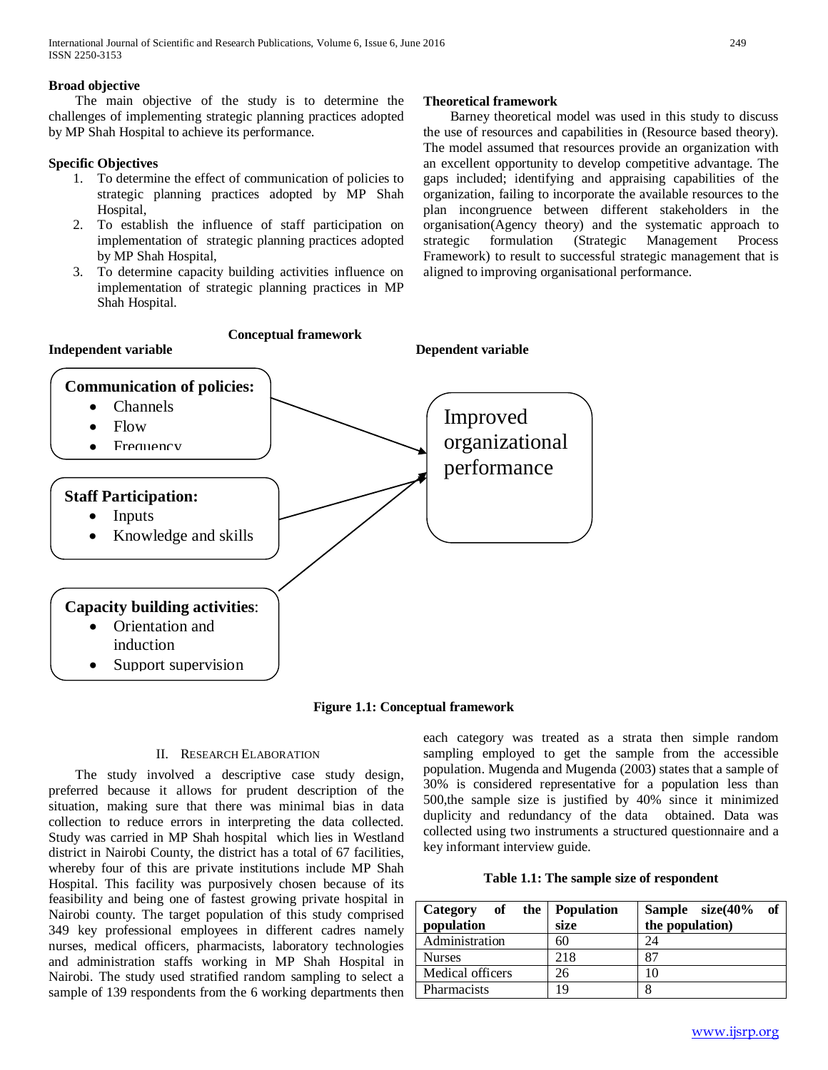**Broad objective**

The main objective of the study is to determine the challenges of implementing strategic planning practices adopted by MP Shah Hospital to achieve its performance.

**Specific Objectives**

1. To determine the effect of communication of policies to strategic planning practices adopted by MP Shah Hospital,
2. To establish the influence of staff participation on implementation of strategic planning practices adopted by MP Shah Hospital,
3. To determine capacity building activities influence on implementation of strategic planning practices in MP Shah Hospital.

**Theoretical framework**

Barney theoretical model was used in this study to discuss the use of resources and capabilities in (Resource based theory). The model assumed that resources provide an organization with an excellent opportunity to develop competitive advantage. The gaps included; identifying and appraising capabilities of the organization, failing to incorporate the available resources to the plan incongruence between different stakeholders in the organisation(Agency theory) and the systematic approach to strategic formulation (Strategic Management Process Framework) to result to successful strategic management that is aligned to improving organisational performance.

**Conceptual framework**

**Independent variable** | **Dependent variable**

**Communication of policies:**
- Channels
- Flow
- Frequency

**Staff Participation:**
- Inputs
- Knowledge and skills

**Capacity building activities**:
- Orientation and induction
- Support supervision

→ Improved organizational performance

**Figure 1.1: Conceptual framework**

## II. Research Elaboration

The study involved a descriptive case study design, preferred because it allows for prudent description of the situation, making sure that there was minimal bias in data collection to reduce errors in interpreting the data collected. Study was carried in MP Shah hospital which lies in Westland district in Nairobi County, the district has a total of 67 facilities, whereby four of this are private institutions include MP Shah Hospital. This facility was purposively chosen because of its feasibility and being one of fastest growing private hospital in Nairobi county. The target population of this study comprised 349 key professional employees in different cadres namely nurses, medical officers, pharmacists, laboratory technologies and administration staffs working in MP Shah Hospital in Nairobi. The study used stratified random sampling to select a sample of 139 respondents from the 6 working departments then each category was treated as a strata then simple random sampling employed to get the sample from the accessible population. Mugenda and Mugenda (2003) states that a sample of 30% is considered representative for a population less than 500,the sample size is justified by 40% since it minimized duplicity and redundancy of the data obtained. Data was collected using two instruments a structured questionnaire and a key informant interview guide.

**Table 1.1: The sample size of respondent**

| Category of the population | Population size | Sample size(40% of the population) |
|---|---|---|
| Administration | 60 | 24 |
| Nurses | 218 | 87 |
| Medical officers | 26 | 10 |
| Pharmacists | 19 | 8 |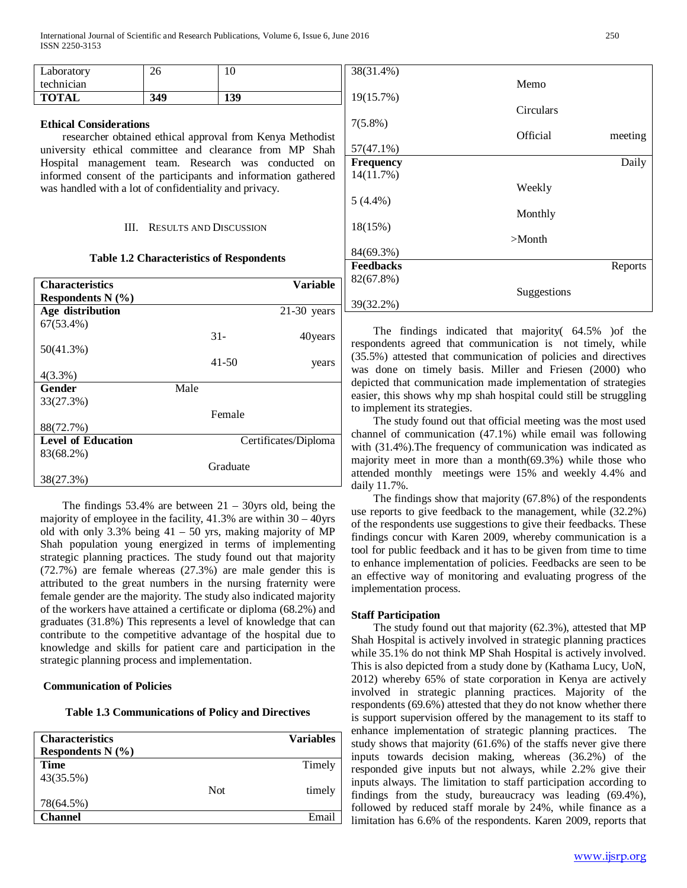| Laboratory technician | 26 | 10 |
| --- | --- | --- |
| **TOTAL** | **349** | **139** |

**Ethical Considerations**

researcher obtained ethical approval from Kenya Methodist university ethical committee and clearance from MP Shah Hospital management team. Research was conducted on informed consent of the participants and information gathered was handled with a lot of confidentiality and privacy.

## III. Results and Discussion

**Table 1.2 Characteristics of Respondents**

| Characteristics | Variable | Respondents N (%) |
| --- | --- | --- |
| **Age distribution** | 21-30 years | 67(53.4%) |
| | 31-40years | 50(41.3%) |
| | 41-50 years | 4(3.3%) |
| **Gender** | Male | 33(27.3%) |
| | Female | 88(72.7%) |
| **Level of Education** | Certificates/Diploma | 83(68.2%) |
| | Graduate | 38(27.3%) |

The findings 53.4% are between 21 – 30yrs old, being the majority of employee in the facility, 41.3% are within 30 – 40yrs old with only 3.3% being 41 – 50 yrs, making majority of MP Shah population young energized in terms of implementing strategic planning practices. The study found out that majority (72.7%) are female whereas (27.3%) are male gender this is attributed to the great numbers in the nursing fraternity were female gender are the majority. The study also indicated majority of the workers have attained a certificate or diploma (68.2%) and graduates (31.8%) This represents a level of knowledge that can contribute to the competitive advantage of the hospital due to knowledge and skills for patient care and participation in the strategic planning process and implementation.

**Communication of Policies**

**Table 1.3 Communications of Policy and Directives**

| Characteristics | Variables | Respondents N (%) |
| --- | --- | --- |
| **Time** | Timely | 43(35.5%) |
| | Not timely | 78(64.5%) |
| **Channel** | Email | 38(31.4%) |
| | Memo | 19(15.7%) |
| | Circulars | 7(5.8%) |
| | Official meeting | 57(47.1%) |
| **Frequency** | Daily | 14(11.7%) |
| | Weekly | 5 (4.4%) |
| | Monthly | 18(15%) |
| | >Month | 84(69.3%) |
| **Feedbacks** | Reports | 82(67.8%) |
| | Suggestions | 39(32.2%) |

The findings indicated that majority( 64.5% )of the respondents agreed that communication is not timely, while (35.5%) attested that communication of policies and directives was done on timely basis. Miller and Friesen (2000) who depicted that communication made implementation of strategies easier, this shows why mp shah hospital could still be struggling to implement its strategies.

The study found out that official meeting was the most used channel of communication (47.1%) while email was following with (31.4%).The frequency of communication was indicated as majority meet in more than a month(69.3%) while those who attended monthly meetings were 15% and weekly 4.4% and daily 11.7%.

The findings show that majority (67.8%) of the respondents use reports to give feedback to the management, while (32.2%) of the respondents use suggestions to give their feedbacks. These findings concur with Karen 2009, whereby communication is a tool for public feedback and it has to be given from time to time to enhance implementation of policies. Feedbacks are seen to be an effective way of monitoring and evaluating progress of the implementation process.

**Staff Participation**

The study found out that majority (62.3%), attested that MP Shah Hospital is actively involved in strategic planning practices while 35.1% do not think MP Shah Hospital is actively involved. This is also depicted from a study done by (Kathama Lucy, UoN, 2012) whereby 65% of state corporation in Kenya are actively involved in strategic planning practices. Majority of the respondents (69.6%) attested that they do not know whether there is support supervision offered by the management to its staff to enhance implementation of strategic planning practices. The study shows that majority (61.6%) of the staffs never give there inputs towards decision making, whereas (36.2%) of the responded give inputs but not always, while 2.2% give their inputs always. The limitation to staff participation according to findings from the study, bureaucracy was leading (69.4%), followed by reduced staff morale by 24%, while finance as a limitation has 6.6% of the respondents. Karen 2009, reports that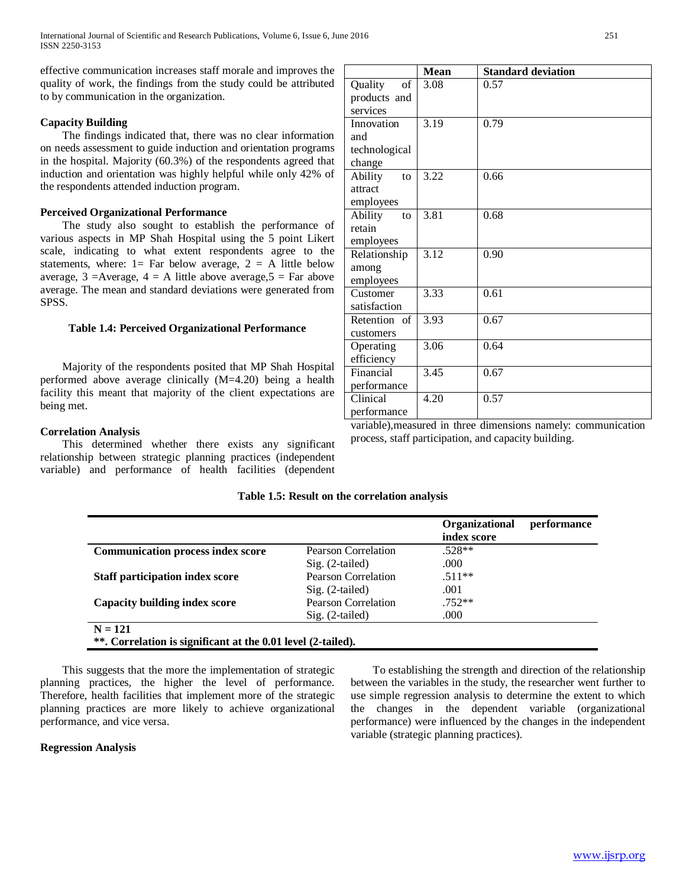effective communication increases staff morale and improves the quality of work, the findings from the study could be attributed to by communication in the organization.

### Capacity Building

The findings indicated that, there was no clear information on needs assessment to guide induction and orientation programs in the hospital. Majority (60.3%) of the respondents agreed that induction and orientation was highly helpful while only 42% of the respondents attended induction program.

### Perceived Organizational Performance

The study also sought to establish the performance of various aspects in MP Shah Hospital using the 5 point Likert scale, indicating to what extent respondents agree to the statements, where: 1= Far below average, 2 = A little below average, 3 =Average, 4 = A little above average,5 = Far above average. The mean and standard deviations were generated from SPSS.

**Table 1.4: Perceived Organizational Performance**

| | Mean | Standard deviation |
|---|---|---|
| Quality of products and services | 3.08 | 0.57 |
| Innovation and technological change | 3.19 | 0.79 |
| Ability to attract employees | 3.22 | 0.66 |
| Ability to retain employees | 3.81 | 0.68 |
| Relationship among employees | 3.12 | 0.90 |
| Customer satisfaction | 3.33 | 0.61 |
| Retention of customers | 3.93 | 0.67 |
| Operating efficiency | 3.06 | 0.64 |
| Financial performance | 3.45 | 0.67 |
| Clinical performance | 4.20 | 0.57 |

Majority of the respondents posited that MP Shah Hospital performed above average clinically (M=4.20) being a health facility this meant that majority of the client expectations are being met.

### Correlation Analysis

This determined whether there exists any significant relationship between strategic planning practices (independent variable) and performance of health facilities (dependent variable),measured in three dimensions namely: communication process, staff participation, and capacity building.

**Table 1.5: Result on the correlation analysis**

| | | Organizational performance index score |
|---|---|---|
| **Communication process index score** | Pearson Correlation | .528** |
| | Sig. (2-tailed) | .000 |
| **Staff participation index score** | Pearson Correlation | .511** |
| | Sig. (2-tailed) | .001 |
| **Capacity building index score** | Pearson Correlation | .752** |
| | Sig. (2-tailed) | .000 |

**N = 121**
**\*\*. Correlation is significant at the 0.01 level (2-tailed).**

This suggests that the more the implementation of strategic planning practices, the higher the level of performance. Therefore, health facilities that implement more of the strategic planning practices are more likely to achieve organizational performance, and vice versa.

### Regression Analysis

To establishing the strength and direction of the relationship between the variables in the study, the researcher went further to use simple regression analysis to determine the extent to which the changes in the dependent variable (organizational performance) were influenced by the changes in the independent variable (strategic planning practices).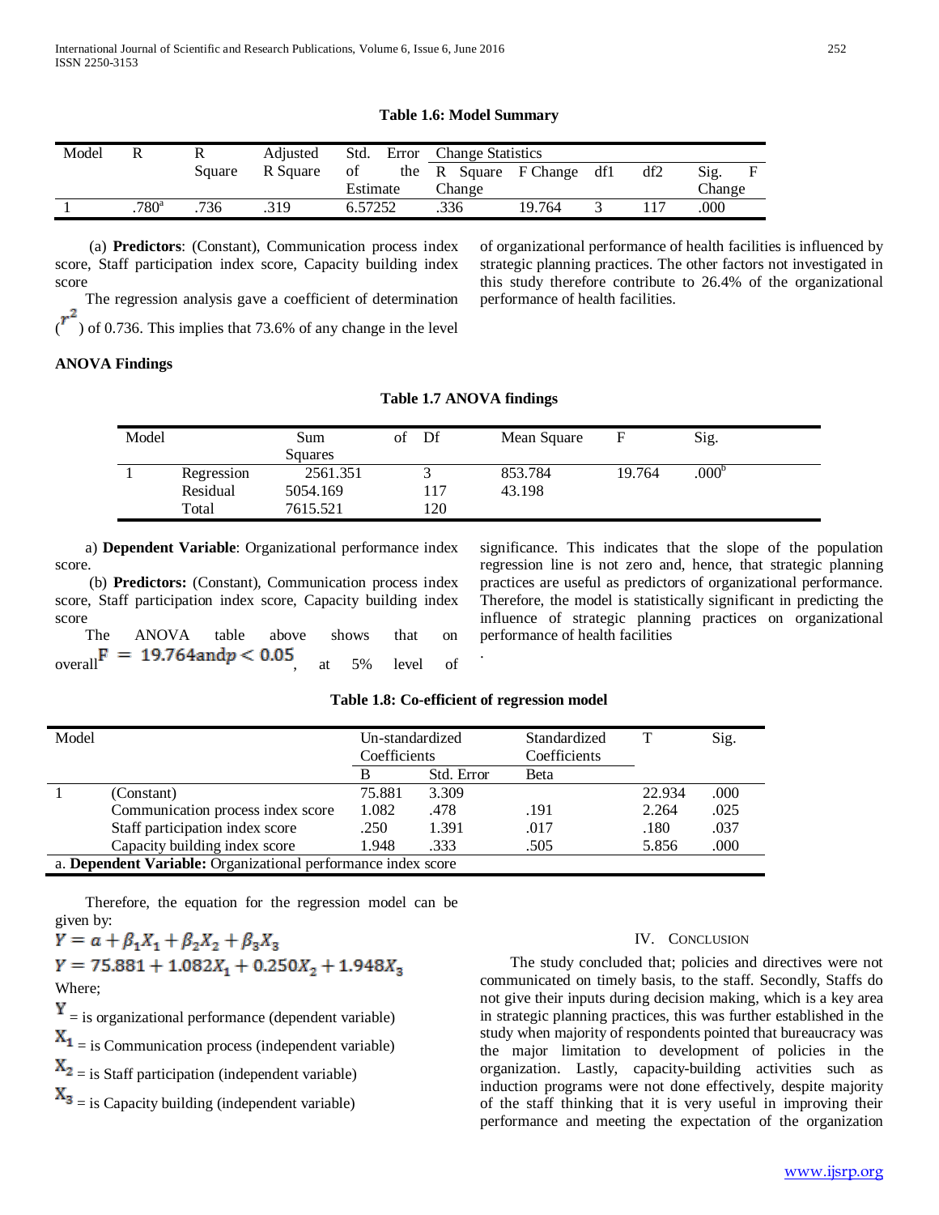**Table 1.6: Model Summary**

| Model | R | R Square | Adjusted R Square | Std. Error of the Estimate | Change Statistics | | | | |
|---|---|---|---|---|---|---|---|---|---|
| | | | | | R Square Change | F Change | df1 | df2 | Sig. F Change |
| 1 | .780[a] | .736 | .319 | 6.57252 | .336 | 19.764 | 3 | 117 | .000 |

(a) **Predictors**: (Constant), Communication process index score, Staff participation index score, Capacity building index score

The regression analysis gave a coefficient of determination ($r^2$) of 0.736. This implies that 73.6% of any change in the level of organizational performance of health facilities is influenced by strategic planning practices. The other factors not investigated in this study therefore contribute to 26.4% of the organizational performance of health facilities.

**ANOVA Findings**

**Table 1.7 ANOVA findings**

| Model | | Sum of Squares | Df | Mean Square | F | Sig. |
|---|---|---|---|---|---|---|
| 1 | Regression | 2561.351 | 3 | 853.784 | 19.764 | .000[b] |
| | Residual | 5054.169 | 117 | 43.198 | | |
| | Total | 7615.521 | 120 | | | |

a) **Dependent Variable**: Organizational performance index score.

(b) **Predictors:** (Constant), Communication process index score, Staff participation index score, Capacity building index score

The ANOVA table above shows that on overall $F = 19.764 \text{ and } p < 0.05$, at 5% level of significance. This indicates that the slope of the population regression line is not zero and, hence, that strategic planning practices are useful as predictors of organizational performance. Therefore, the model is statistically significant in predicting the influence of strategic planning practices on organizational performance of health facilities

.

**Table 1.8: Co-efficient of regression model**

| Model | | Un-standardized Coefficients | | Standardized Coefficients | T | Sig. |
|---|---|---|---|---|---|---|
| | | B | Std. Error | Beta | | |
| 1 | (Constant) | 75.881 | 3.309 | | 22.934 | .000 |
| | Communication process index score | 1.082 | .478 | .191 | 2.264 | .025 |
| | Staff participation index score | .250 | 1.391 | .017 | .180 | .037 |
| | Capacity building index score | 1.948 | .333 | .505 | 5.856 | .000 |

a. **Dependent Variable:** Organizational performance index score

Therefore, the equation for the regression model can be given by:

$$Y = a + \beta_1 X_1 + \beta_2 X_2 + \beta_3 X_3$$

$$Y = 75.881 + 1.082 X_1 + 0.250 X_2 + 1.948 X_3$$

Where;

$Y$ = is organizational performance (dependent variable)

$X_1$ = is Communication process (independent variable)

$X_2$ = is Staff participation (independent variable)

$X_3$ = is Capacity building (independent variable)

## IV. Conclusion

The study concluded that; policies and directives were not communicated on timely basis, to the staff. Secondly, Staffs do not give their inputs during decision making, which is a key area in strategic planning practices, this was further established in the study when majority of respondents pointed that bureaucracy was the major limitation to development of policies in the organization. Lastly, capacity-building activities such as induction programs were not done effectively, despite majority of the staff thinking that it is very useful in improving their performance and meeting the expectation of the organization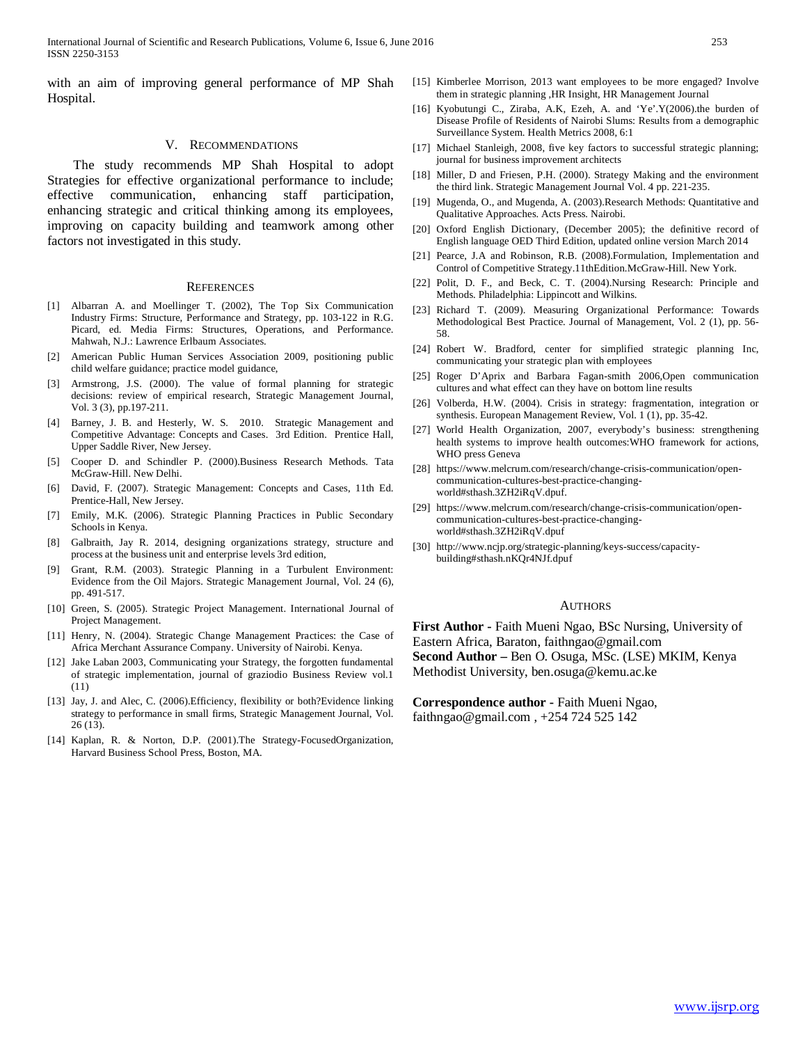with an aim of improving general performance of MP Shah Hospital.

## V. Recommendations

The study recommends MP Shah Hospital to adopt Strategies for effective organizational performance to include; effective communication, enhancing staff participation, enhancing strategic and critical thinking among its employees, improving on capacity building and teamwork among other factors not investigated in this study.

## References

[1] Albarran A. and Moellinger T. (2002), The Top Six Communication Industry Firms: Structure, Performance and Strategy, pp. 103-122 in R.G. Picard, ed. Media Firms: Structures, Operations, and Performance. Mahwah, N.J.: Lawrence Erlbaum Associates.

[2] American Public Human Services Association 2009, positioning public child welfare guidance; practice model guidance,

[3] Armstrong, J.S. (2000). The value of formal planning for strategic decisions: review of empirical research, Strategic Management Journal, Vol. 3 (3), pp.197-211.

[4] Barney, J. B. and Hesterly, W. S. 2010. Strategic Management and Competitive Advantage: Concepts and Cases. 3rd Edition. Prentice Hall, Upper Saddle River, New Jersey.

[5] Cooper D. and Schindler P. (2000).Business Research Methods. Tata McGraw-Hill. New Delhi.

[6] David, F. (2007). Strategic Management: Concepts and Cases, 11th Ed. Prentice-Hall, New Jersey.

[7] Emily, M.K. (2006). Strategic Planning Practices in Public Secondary Schools in Kenya.

[8] Galbraith, Jay R. 2014, designing organizations strategy, structure and process at the business unit and enterprise levels 3rd edition,

[9] Grant, R.M. (2003). Strategic Planning in a Turbulent Environment: Evidence from the Oil Majors. Strategic Management Journal, Vol. 24 (6), pp. 491-517.

[10] Green, S. (2005). Strategic Project Management. International Journal of Project Management.

[11] Henry, N. (2004). Strategic Change Management Practices: the Case of Africa Merchant Assurance Company. University of Nairobi. Kenya.

[12] Jake Laban 2003, Communicating your Strategy, the forgotten fundamental of strategic implementation, journal of graziodio Business Review vol.1 (11)

[13] Jay, J. and Alec, C. (2006).Efficiency, flexibility or both?Evidence linking strategy to performance in small firms, Strategic Management Journal, Vol. 26 (13).

[14] Kaplan, R. & Norton, D.P. (2001).The Strategy-FocusedOrganization, Harvard Business School Press, Boston, MA.

[15] Kimberlee Morrison, 2013 want employees to be more engaged? Involve them in strategic planning ,HR Insight, HR Management Journal

[16] Kyobutungi C., Ziraba, A.K, Ezeh, A. and 'Ye'.Y(2006).the burden of Disease Profile of Residents of Nairobi Slums: Results from a demographic Surveillance System. Health Metrics 2008, 6:1

[17] Michael Stanleigh, 2008, five key factors to successful strategic planning; journal for business improvement architects

[18] Miller, D and Friesen, P.H. (2000). Strategy Making and the environment the third link. Strategic Management Journal Vol. 4 pp. 221-235.

[19] Mugenda, O., and Mugenda, A. (2003).Research Methods: Quantitative and Qualitative Approaches. Acts Press. Nairobi.

[20] Oxford English Dictionary, (December 2005); the definitive record of English language OED Third Edition, updated online version March 2014

[21] Pearce, J.A and Robinson, R.B. (2008).Formulation, Implementation and Control of Competitive Strategy.11thEdition.McGraw-Hill. New York.

[22] Polit, D. F., and Beck, C. T. (2004).Nursing Research: Principle and Methods. Philadelphia: Lippincott and Wilkins.

[23] Richard T. (2009). Measuring Organizational Performance: Towards Methodological Best Practice. Journal of Management, Vol. 2 (1), pp. 56-58.

[24] Robert W. Bradford, center for simplified strategic planning Inc, communicating your strategic plan with employees

[25] Roger D'Aprix and Barbara Fagan-smith 2006,Open communication cultures and what effect can they have on bottom line results

[26] Volberda, H.W. (2004). Crisis in strategy: fragmentation, integration or synthesis. European Management Review, Vol. 1 (1), pp. 35-42.

[27] World Health Organization, 2007, everybody's business: strengthening health systems to improve health outcomes:WHO framework for actions, WHO press Geneva

[28] https://www.melcrum.com/research/change-crisis-communication/open-communication-cultures-best-practice-changing-world#sthash.3ZH2iRqV.dpuf.

[29] https://www.melcrum.com/research/change-crisis-communication/open-communication-cultures-best-practice-changing-world#sthash.3ZH2iRqV.dpuf

[30] http://www.ncjp.org/strategic-planning/keys-success/capacity-building#sthash.nKQr4NJf.dpuf

## Authors

**First Author -** Faith Mueni Ngao, BSc Nursing, University of Eastern Africa, Baraton, faithngao@gmail.com
**Second Author –** Ben O. Osuga, MSc. (LSE) MKIM, Kenya Methodist University, ben.osuga@kemu.ac.ke

**Correspondence author -** Faith Mueni Ngao, faithngao@gmail.com , +254 724 525 142